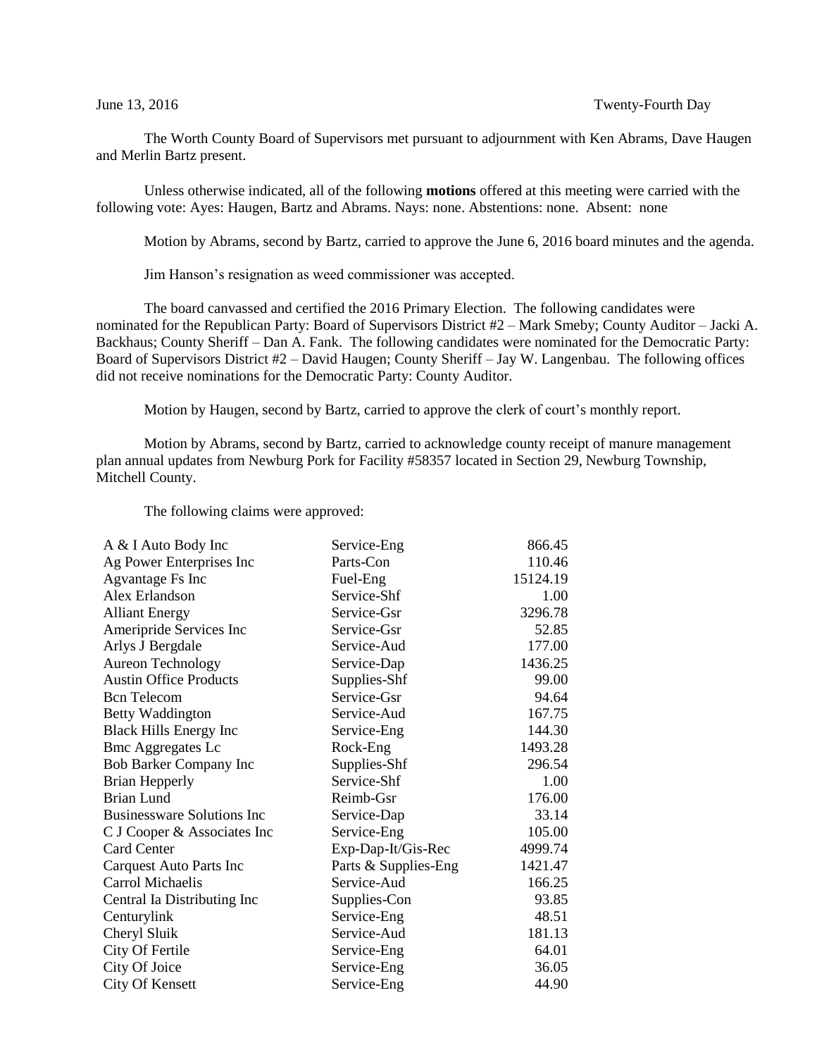June 13, 2016 Twenty-Fourth Day

The Worth County Board of Supervisors met pursuant to adjournment with Ken Abrams, Dave Haugen and Merlin Bartz present.

Unless otherwise indicated, all of the following **motions** offered at this meeting were carried with the following vote: Ayes: Haugen, Bartz and Abrams. Nays: none. Abstentions: none. Absent: none

Motion by Abrams, second by Bartz, carried to approve the June 6, 2016 board minutes and the agenda.

Jim Hanson's resignation as weed commissioner was accepted.

The board canvassed and certified the 2016 Primary Election. The following candidates were nominated for the Republican Party: Board of Supervisors District #2 – Mark Smeby; County Auditor – Jacki A. Backhaus; County Sheriff – Dan A. Fank. The following candidates were nominated for the Democratic Party: Board of Supervisors District #2 – David Haugen; County Sheriff – Jay W. Langenbau. The following offices did not receive nominations for the Democratic Party: County Auditor.

Motion by Haugen, second by Bartz, carried to approve the clerk of court's monthly report.

Motion by Abrams, second by Bartz, carried to acknowledge county receipt of manure management plan annual updates from Newburg Pork for Facility #58357 located in Section 29, Newburg Township, Mitchell County.

The following claims were approved:

| | | |
|---|---|---|
| A & I Auto Body Inc | Service-Eng | 866.45 |
| Ag Power Enterprises Inc | Parts-Con | 110.46 |
| Agvantage Fs Inc | Fuel-Eng | 15124.19 |
| Alex Erlandson | Service-Shf | 1.00 |
| Alliant Energy | Service-Gsr | 3296.78 |
| Ameripride Services Inc | Service-Gsr | 52.85 |
| Arlys J Bergdale | Service-Aud | 177.00 |
| Aureon Technology | Service-Dap | 1436.25 |
| Austin Office Products | Supplies-Shf | 99.00 |
| Bcn Telecom | Service-Gsr | 94.64 |
| Betty Waddington | Service-Aud | 167.75 |
| Black Hills Energy Inc | Service-Eng | 144.30 |
| Bmc Aggregates Lc | Rock-Eng | 1493.28 |
| Bob Barker Company Inc | Supplies-Shf | 296.54 |
| Brian Hepperly | Service-Shf | 1.00 |
| Brian Lund | Reimb-Gsr | 176.00 |
| Businessware Solutions Inc | Service-Dap | 33.14 |
| C J Cooper & Associates Inc | Service-Eng | 105.00 |
| Card Center | Exp-Dap-It/Gis-Rec | 4999.74 |
| Carquest Auto Parts Inc | Parts & Supplies-Eng | 1421.47 |
| Carrol Michaelis | Service-Aud | 166.25 |
| Central Ia Distributing Inc | Supplies-Con | 93.85 |
| Centurylink | Service-Eng | 48.51 |
| Cheryl Sluik | Service-Aud | 181.13 |
| City Of Fertile | Service-Eng | 64.01 |
| City Of Joice | Service-Eng | 36.05 |
| City Of Kensett | Service-Eng | 44.90 |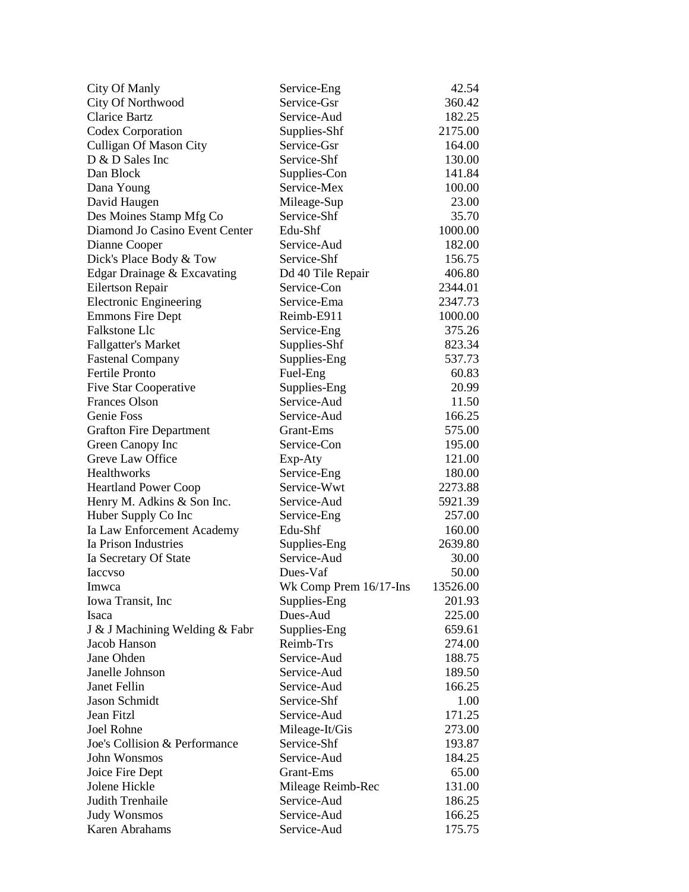| | | |
|---|---|---|
| City Of Manly | Service-Eng | 42.54 |
| City Of Northwood | Service-Gsr | 360.42 |
| Clarice Bartz | Service-Aud | 182.25 |
| Codex Corporation | Supplies-Shf | 2175.00 |
| Culligan Of Mason City | Service-Gsr | 164.00 |
| D & D Sales Inc | Service-Shf | 130.00 |
| Dan Block | Supplies-Con | 141.84 |
| Dana Young | Service-Mex | 100.00 |
| David Haugen | Mileage-Sup | 23.00 |
| Des Moines Stamp Mfg Co | Service-Shf | 35.70 |
| Diamond Jo Casino Event Center | Edu-Shf | 1000.00 |
| Dianne Cooper | Service-Aud | 182.00 |
| Dick's Place Body & Tow | Service-Shf | 156.75 |
| Edgar Drainage & Excavating | Dd 40 Tile Repair | 406.80 |
| Eilertson Repair | Service-Con | 2344.01 |
| Electronic Engineering | Service-Ema | 2347.73 |
| Emmons Fire Dept | Reimb-E911 | 1000.00 |
| Falkstone Llc | Service-Eng | 375.26 |
| Fallgatter's Market | Supplies-Shf | 823.34 |
| Fastenal Company | Supplies-Eng | 537.73 |
| Fertile Pronto | Fuel-Eng | 60.83 |
| Five Star Cooperative | Supplies-Eng | 20.99 |
| Frances Olson | Service-Aud | 11.50 |
| Genie Foss | Service-Aud | 166.25 |
| Grafton Fire Department | Grant-Ems | 575.00 |
| Green Canopy Inc | Service-Con | 195.00 |
| Greve Law Office | Exp-Aty | 121.00 |
| Healthworks | Service-Eng | 180.00 |
| Heartland Power Coop | Service-Wwt | 2273.88 |
| Henry M. Adkins & Son Inc. | Service-Aud | 5921.39 |
| Huber Supply Co Inc | Service-Eng | 257.00 |
| Ia Law Enforcement Academy | Edu-Shf | 160.00 |
| Ia Prison Industries | Supplies-Eng | 2639.80 |
| Ia Secretary Of State | Service-Aud | 30.00 |
| Iaccvso | Dues-Vaf | 50.00 |
| Imwca | Wk Comp Prem 16/17-Ins | 13526.00 |
| Iowa Transit, Inc | Supplies-Eng | 201.93 |
| Isaca | Dues-Aud | 225.00 |
| J & J Machining Welding & Fabr | Supplies-Eng | 659.61 |
| Jacob Hanson | Reimb-Trs | 274.00 |
| Jane Ohden | Service-Aud | 188.75 |
| Janelle Johnson | Service-Aud | 189.50 |
| Janet Fellin | Service-Aud | 166.25 |
| Jason Schmidt | Service-Shf | 1.00 |
| Jean Fitzl | Service-Aud | 171.25 |
| Joel Rohne | Mileage-It/Gis | 273.00 |
| Joe's Collision & Performance | Service-Shf | 193.87 |
| John Wonsmos | Service-Aud | 184.25 |
| Joice Fire Dept | Grant-Ems | 65.00 |
| Jolene Hickle | Mileage Reimb-Rec | 131.00 |
| Judith Trenhaile | Service-Aud | 186.25 |
| Judy Wonsmos | Service-Aud | 166.25 |
| Karen Abrahams | Service-Aud | 175.75 |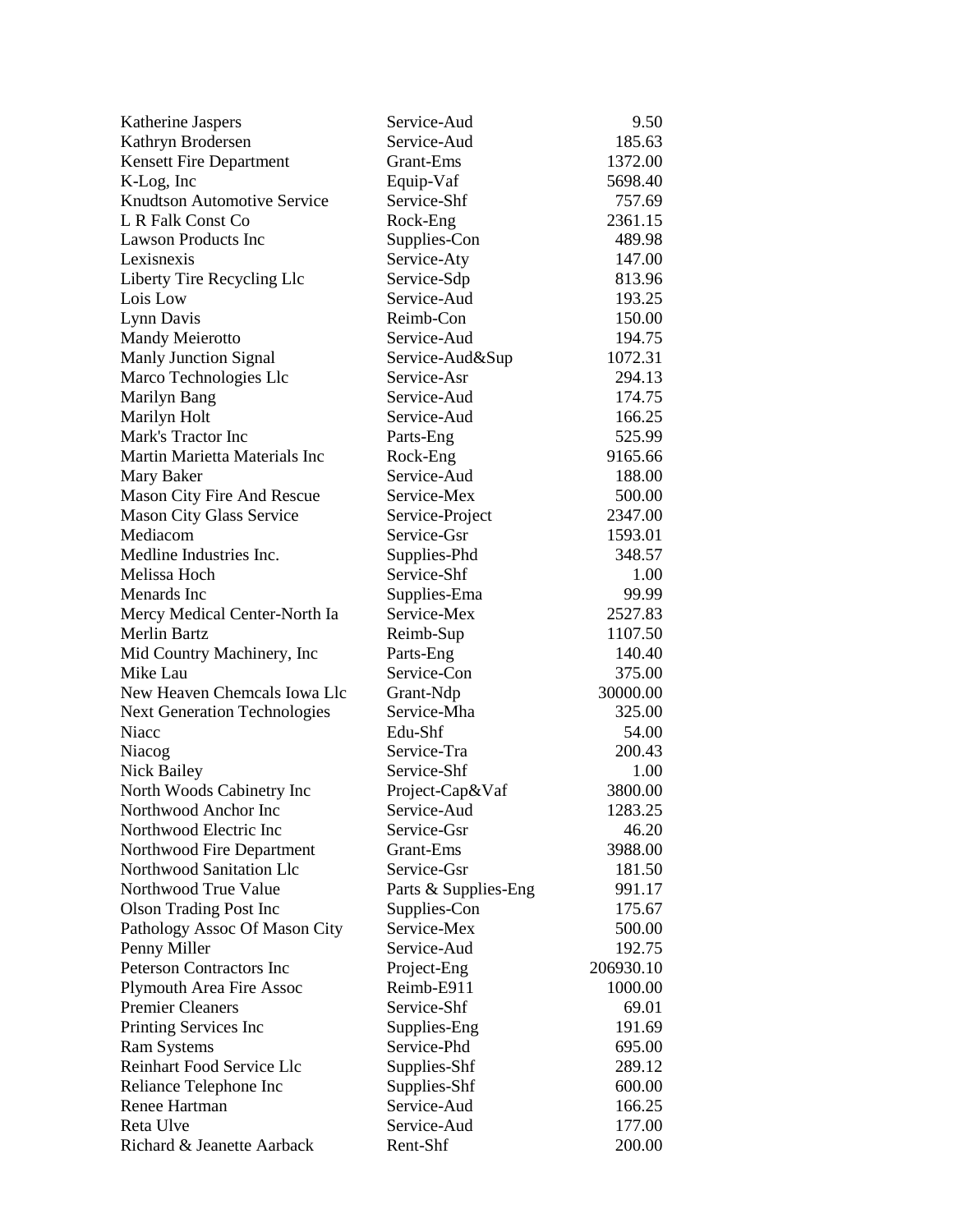| | | |
|---|---|---|
| Katherine Jaspers | Service-Aud | 9.50 |
| Kathryn Brodersen | Service-Aud | 185.63 |
| Kensett Fire Department | Grant-Ems | 1372.00 |
| K-Log, Inc | Equip-Vaf | 5698.40 |
| Knudtson Automotive Service | Service-Shf | 757.69 |
| L R Falk Const Co | Rock-Eng | 2361.15 |
| Lawson Products Inc | Supplies-Con | 489.98 |
| Lexisnexis | Service-Aty | 147.00 |
| Liberty Tire Recycling Llc | Service-Sdp | 813.96 |
| Lois Low | Service-Aud | 193.25 |
| Lynn Davis | Reimb-Con | 150.00 |
| Mandy Meierotto | Service-Aud | 194.75 |
| Manly Junction Signal | Service-Aud&Sup | 1072.31 |
| Marco Technologies Llc | Service-Asr | 294.13 |
| Marilyn Bang | Service-Aud | 174.75 |
| Marilyn Holt | Service-Aud | 166.25 |
| Mark's Tractor Inc | Parts-Eng | 525.99 |
| Martin Marietta Materials Inc | Rock-Eng | 9165.66 |
| Mary Baker | Service-Aud | 188.00 |
| Mason City Fire And Rescue | Service-Mex | 500.00 |
| Mason City Glass Service | Service-Project | 2347.00 |
| Mediacom | Service-Gsr | 1593.01 |
| Medline Industries Inc. | Supplies-Phd | 348.57 |
| Melissa Hoch | Service-Shf | 1.00 |
| Menards Inc | Supplies-Ema | 99.99 |
| Mercy Medical Center-North Ia | Service-Mex | 2527.83 |
| Merlin Bartz | Reimb-Sup | 1107.50 |
| Mid Country Machinery, Inc | Parts-Eng | 140.40 |
| Mike Lau | Service-Con | 375.00 |
| New Heaven Chemcals Iowa Llc | Grant-Ndp | 30000.00 |
| Next Generation Technologies | Service-Mha | 325.00 |
| Niacc | Edu-Shf | 54.00 |
| Niacog | Service-Tra | 200.43 |
| Nick Bailey | Service-Shf | 1.00 |
| North Woods Cabinetry Inc | Project-Cap&Vaf | 3800.00 |
| Northwood Anchor Inc | Service-Aud | 1283.25 |
| Northwood Electric Inc | Service-Gsr | 46.20 |
| Northwood Fire Department | Grant-Ems | 3988.00 |
| Northwood Sanitation Llc | Service-Gsr | 181.50 |
| Northwood True Value | Parts & Supplies-Eng | 991.17 |
| Olson Trading Post Inc | Supplies-Con | 175.67 |
| Pathology Assoc Of Mason City | Service-Mex | 500.00 |
| Penny Miller | Service-Aud | 192.75 |
| Peterson Contractors Inc | Project-Eng | 206930.10 |
| Plymouth Area Fire Assoc | Reimb-E911 | 1000.00 |
| Premier Cleaners | Service-Shf | 69.01 |
| Printing Services Inc | Supplies-Eng | 191.69 |
| Ram Systems | Service-Phd | 695.00 |
| Reinhart Food Service Llc | Supplies-Shf | 289.12 |
| Reliance Telephone Inc | Supplies-Shf | 600.00 |
| Renee Hartman | Service-Aud | 166.25 |
| Reta Ulve | Service-Aud | 177.00 |
| Richard & Jeanette Aarback | Rent-Shf | 200.00 |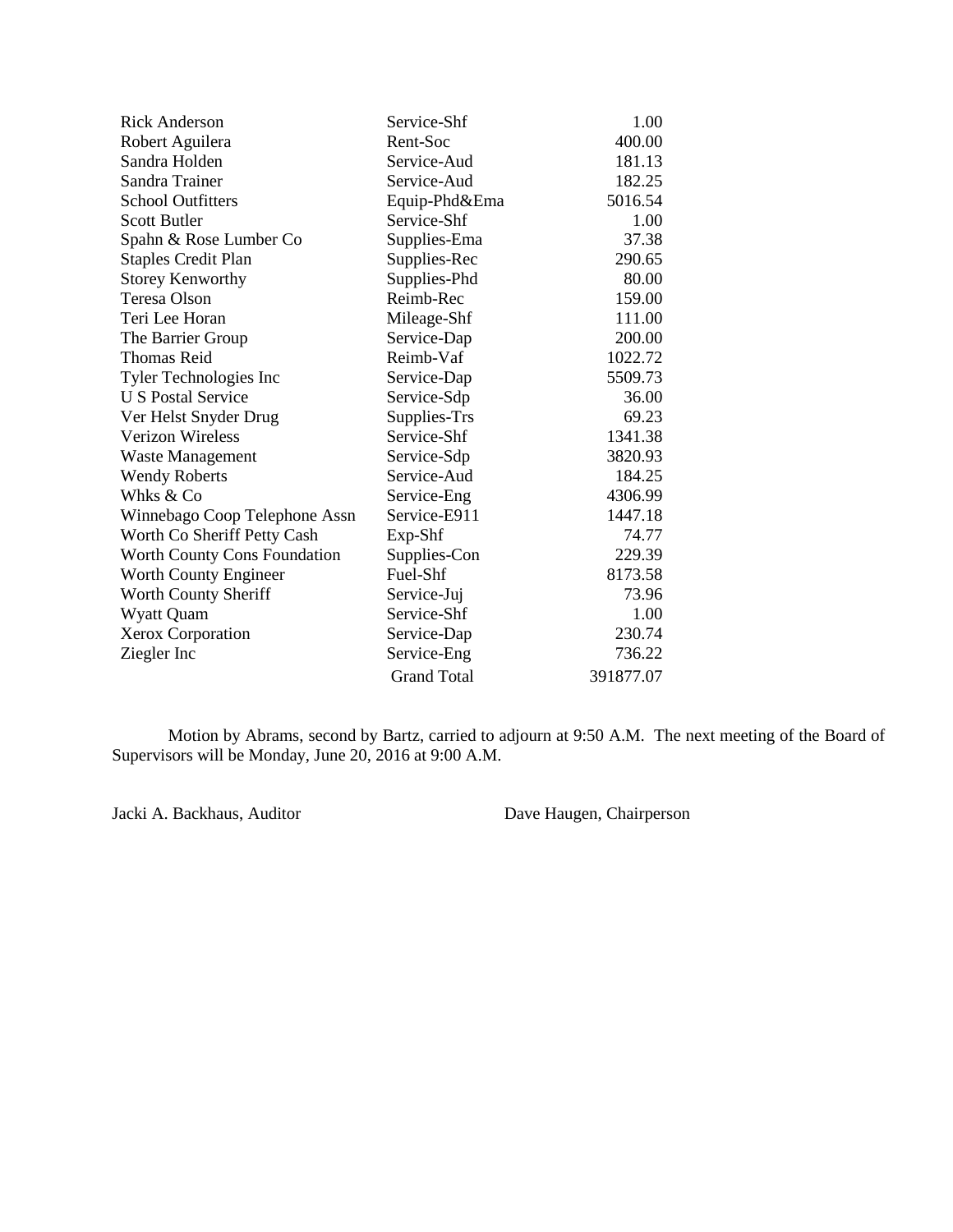| | | |
|---|---|---|
| Rick Anderson | Service-Shf | 1.00 |
| Robert Aguilera | Rent-Soc | 400.00 |
| Sandra Holden | Service-Aud | 181.13 |
| Sandra Trainer | Service-Aud | 182.25 |
| School Outfitters | Equip-Phd&Ema | 5016.54 |
| Scott Butler | Service-Shf | 1.00 |
| Spahn & Rose Lumber Co | Supplies-Ema | 37.38 |
| Staples Credit Plan | Supplies-Rec | 290.65 |
| Storey Kenworthy | Supplies-Phd | 80.00 |
| Teresa Olson | Reimb-Rec | 159.00 |
| Teri Lee Horan | Mileage-Shf | 111.00 |
| The Barrier Group | Service-Dap | 200.00 |
| Thomas Reid | Reimb-Vaf | 1022.72 |
| Tyler Technologies Inc | Service-Dap | 5509.73 |
| U S Postal Service | Service-Sdp | 36.00 |
| Ver Helst Snyder Drug | Supplies-Trs | 69.23 |
| Verizon Wireless | Service-Shf | 1341.38 |
| Waste Management | Service-Sdp | 3820.93 |
| Wendy Roberts | Service-Aud | 184.25 |
| Whks & Co | Service-Eng | 4306.99 |
| Winnebago Coop Telephone Assn | Service-E911 | 1447.18 |
| Worth Co Sheriff Petty Cash | Exp-Shf | 74.77 |
| Worth County Cons Foundation | Supplies-Con | 229.39 |
| Worth County Engineer | Fuel-Shf | 8173.58 |
| Worth County Sheriff | Service-Juj | 73.96 |
| Wyatt Quam | Service-Shf | 1.00 |
| Xerox Corporation | Service-Dap | 230.74 |
| Ziegler Inc | Service-Eng | 736.22 |
| | Grand Total | 391877.07 |

Motion by Abrams, second by Bartz, carried to adjourn at 9:50 A.M. The next meeting of the Board of Supervisors will be Monday, June 20, 2016 at 9:00 A.M.

Jacki A. Backhaus, Auditor

Dave Haugen, Chairperson